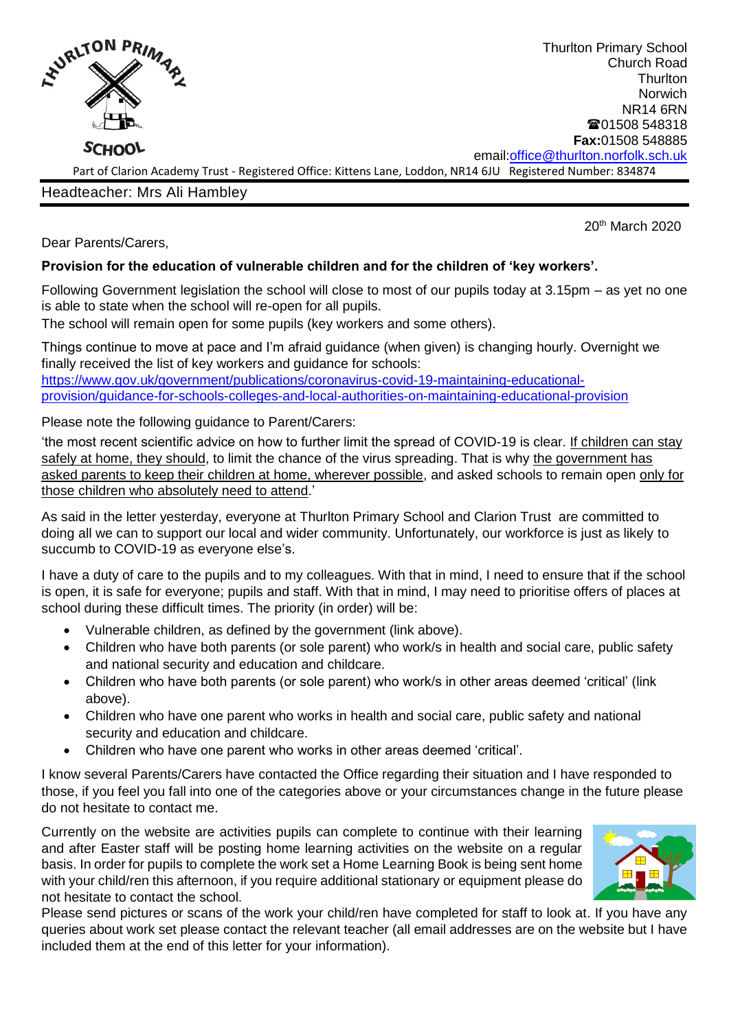Thurlton Primary School
Church Road
Thurlton
Norwich
NR14 6RN
☎01508 548318
**Fax:**01508 548885
email:office@thurlton.norfolk.sch.uk

Part of Clarion Academy Trust - Registered Office: Kittens Lane, Loddon, NR14 6JU Registered Number: 834874

Headteacher: Mrs Ali Hambley

20th March 2020

Dear Parents/Carers,

**Provision for the education of vulnerable children and for the children of 'key workers'.**

Following Government legislation the school will close to most of our pupils today at 3.15pm – as yet no one is able to state when the school will re-open for all pupils.

The school will remain open for some pupils (key workers and some others).

Things continue to move at pace and I'm afraid guidance (when given) is changing hourly. Overnight we finally received the list of key workers and guidance for schools:
https://www.gov.uk/government/publications/coronavirus-covid-19-maintaining-educational-provision/guidance-for-schools-colleges-and-local-authorities-on-maintaining-educational-provision

Please note the following guidance to Parent/Carers:

'the most recent scientific advice on how to further limit the spread of COVID-19 is clear. If children can stay safely at home, they should, to limit the chance of the virus spreading. That is why the government has asked parents to keep their children at home, wherever possible, and asked schools to remain open only for those children who absolutely need to attend.'

As said in the letter yesterday, everyone at Thurlton Primary School and Clarion Trust are committed to doing all we can to support our local and wider community. Unfortunately, our workforce is just as likely to succumb to COVID-19 as everyone else's.

I have a duty of care to the pupils and to my colleagues. With that in mind, I need to ensure that if the school is open, it is safe for everyone; pupils and staff. With that in mind, I may need to prioritise offers of places at school during these difficult times. The priority (in order) will be:

- Vulnerable children, as defined by the government (link above).
- Children who have both parents (or sole parent) who work/s in health and social care, public safety and national security and education and childcare.
- Children who have both parents (or sole parent) who work/s in other areas deemed 'critical' (link above).
- Children who have one parent who works in health and social care, public safety and national security and education and childcare.
- Children who have one parent who works in other areas deemed 'critical'.

I know several Parents/Carers have contacted the Office regarding their situation and I have responded to those, if you feel you fall into one of the categories above or your circumstances change in the future please do not hesitate to contact me.

Currently on the website are activities pupils can complete to continue with their learning and after Easter staff will be posting home learning activities on the website on a regular basis. In order for pupils to complete the work set a Home Learning Book is being sent home with your child/ren this afternoon, if you require additional stationary or equipment please do not hesitate to contact the school.

Please send pictures or scans of the work your child/ren have completed for staff to look at. If you have any queries about work set please contact the relevant teacher (all email addresses are on the website but I have included them at the end of this letter for your information).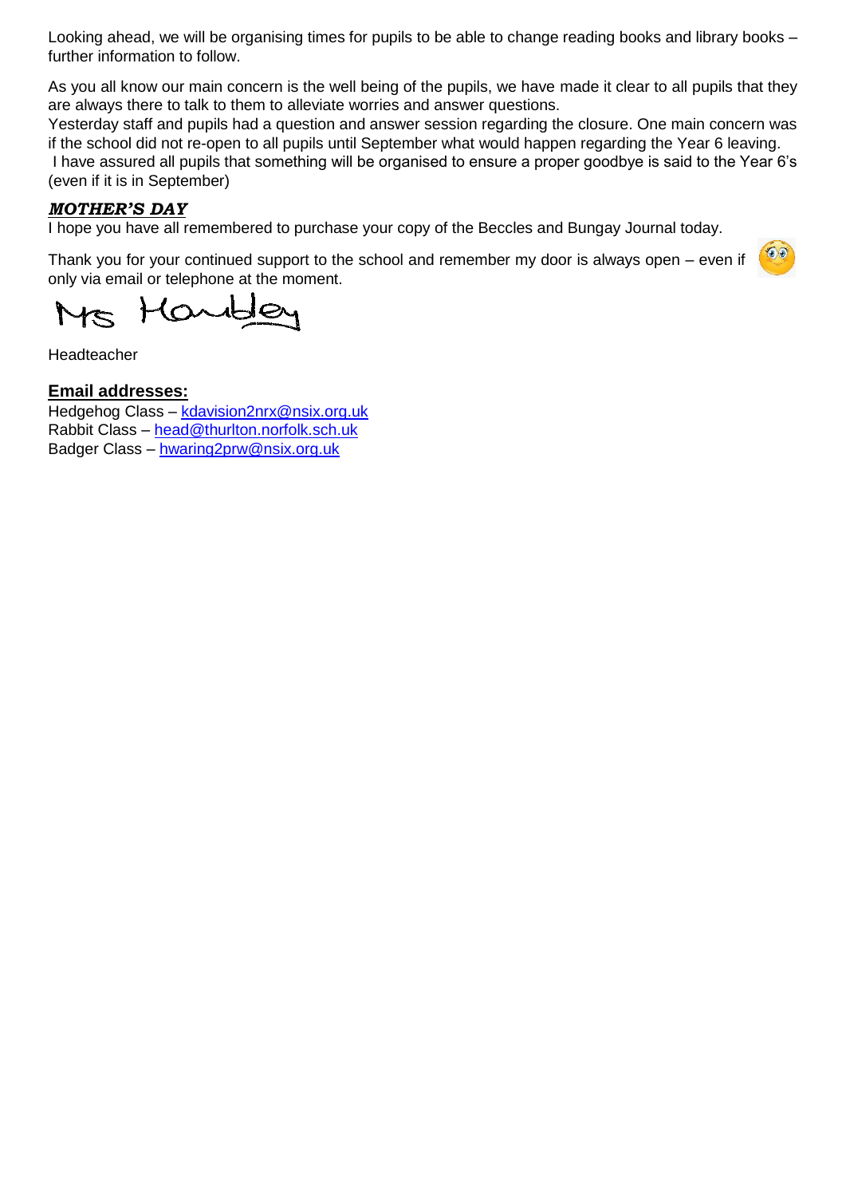Looking ahead, we will be organising times for pupils to be able to change reading books and library books – further information to follow.

As you all know our main concern is the well being of the pupils, we have made it clear to all pupils that they are always there to talk to them to alleviate worries and answer questions.
Yesterday staff and pupils had a question and answer session regarding the closure. One main concern was if the school did not re-open to all pupils until September what would happen regarding the Year 6 leaving.
I have assured all pupils that something will be organised to ensure a proper goodbye is said to the Year 6's (even if it is in September)

***MOTHER'S DAY***

I hope you have all remembered to purchase your copy of the Beccles and Bungay Journal today.

Thank you for your continued support to the school and remember my door is always open – even if only via email or telephone at the moment.

Mrs Handley

Headteacher

**Email addresses:**

Hedgehog Class – kdavision2nrx@nsix.org.uk
Rabbit Class – head@thurlton.norfolk.sch.uk
Badger Class – hwaring2prw@nsix.org.uk